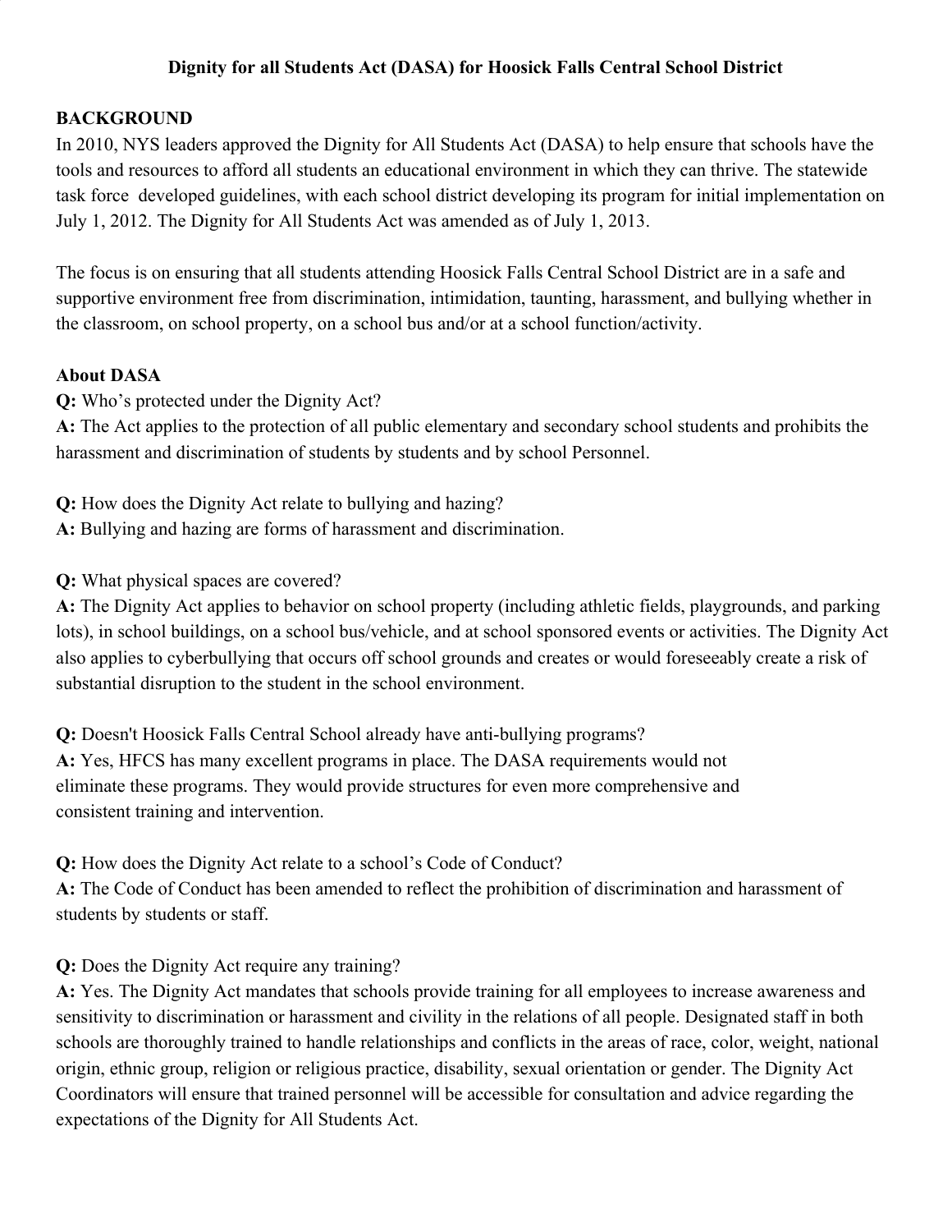**Dignity for all Students Act (DASA) for Hoosick Falls Central School District**

**BACKGROUND**

In 2010, NYS leaders approved the Dignity for All Students Act (DASA) to help ensure that schools have the tools and resources to afford all students an educational environment in which they can thrive. The statewide task force developed guidelines, with each school district developing its program for initial implementation on July 1, 2012. The Dignity for All Students Act was amended as of July 1, 2013.

The focus is on ensuring that all students attending Hoosick Falls Central School District are in a safe and supportive environment free from discrimination, intimidation, taunting, harassment, and bullying whether in the classroom, on school property, on a school bus and/or at a school function/activity.

**About DASA**

**Q:** Who's protected under the Dignity Act?
**A:** The Act applies to the protection of all public elementary and secondary school students and prohibits the harassment and discrimination of students by students and by school Personnel.

**Q:** How does the Dignity Act relate to bullying and hazing?
**A:** Bullying and hazing are forms of harassment and discrimination.

**Q:** What physical spaces are covered?
**A:** The Dignity Act applies to behavior on school property (including athletic fields, playgrounds, and parking lots), in school buildings, on a school bus/vehicle, and at school sponsored events or activities. The Dignity Act also applies to cyberbullying that occurs off school grounds and creates or would foreseeably create a risk of substantial disruption to the student in the school environment.

**Q:** Doesn't Hoosick Falls Central School already have anti-bullying programs?
**A:** Yes, HFCS has many excellent programs in place. The DASA requirements would not eliminate these programs. They would provide structures for even more comprehensive and consistent training and intervention.

**Q:** How does the Dignity Act relate to a school's Code of Conduct?
**A:** The Code of Conduct has been amended to reflect the prohibition of discrimination and harassment of students by students or staff.

**Q:** Does the Dignity Act require any training?
**A:** Yes. The Dignity Act mandates that schools provide training for all employees to increase awareness and sensitivity to discrimination or harassment and civility in the relations of all people. Designated staff in both schools are thoroughly trained to handle relationships and conflicts in the areas of race, color, weight, national origin, ethnic group, religion or religious practice, disability, sexual orientation or gender. The Dignity Act Coordinators will ensure that trained personnel will be accessible for consultation and advice regarding the expectations of the Dignity for All Students Act.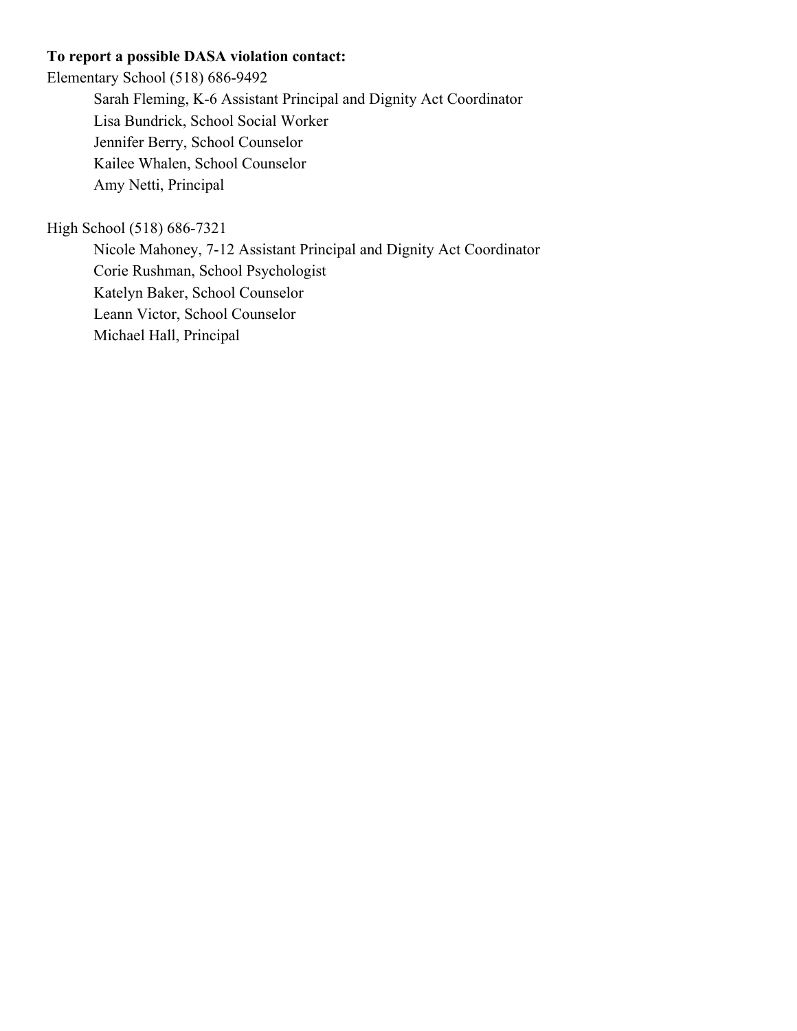**To report a possible DASA violation contact:**

Elementary School (518) 686-9492

- Sarah Fleming, K-6 Assistant Principal and Dignity Act Coordinator
- Lisa Bundrick, School Social Worker
- Jennifer Berry, School Counselor
- Kailee Whalen, School Counselor
- Amy Netti, Principal

High School (518) 686-7321

- Nicole Mahoney, 7-12 Assistant Principal and Dignity Act Coordinator
- Corie Rushman, School Psychologist
- Katelyn Baker, School Counselor
- Leann Victor, School Counselor
- Michael Hall, Principal